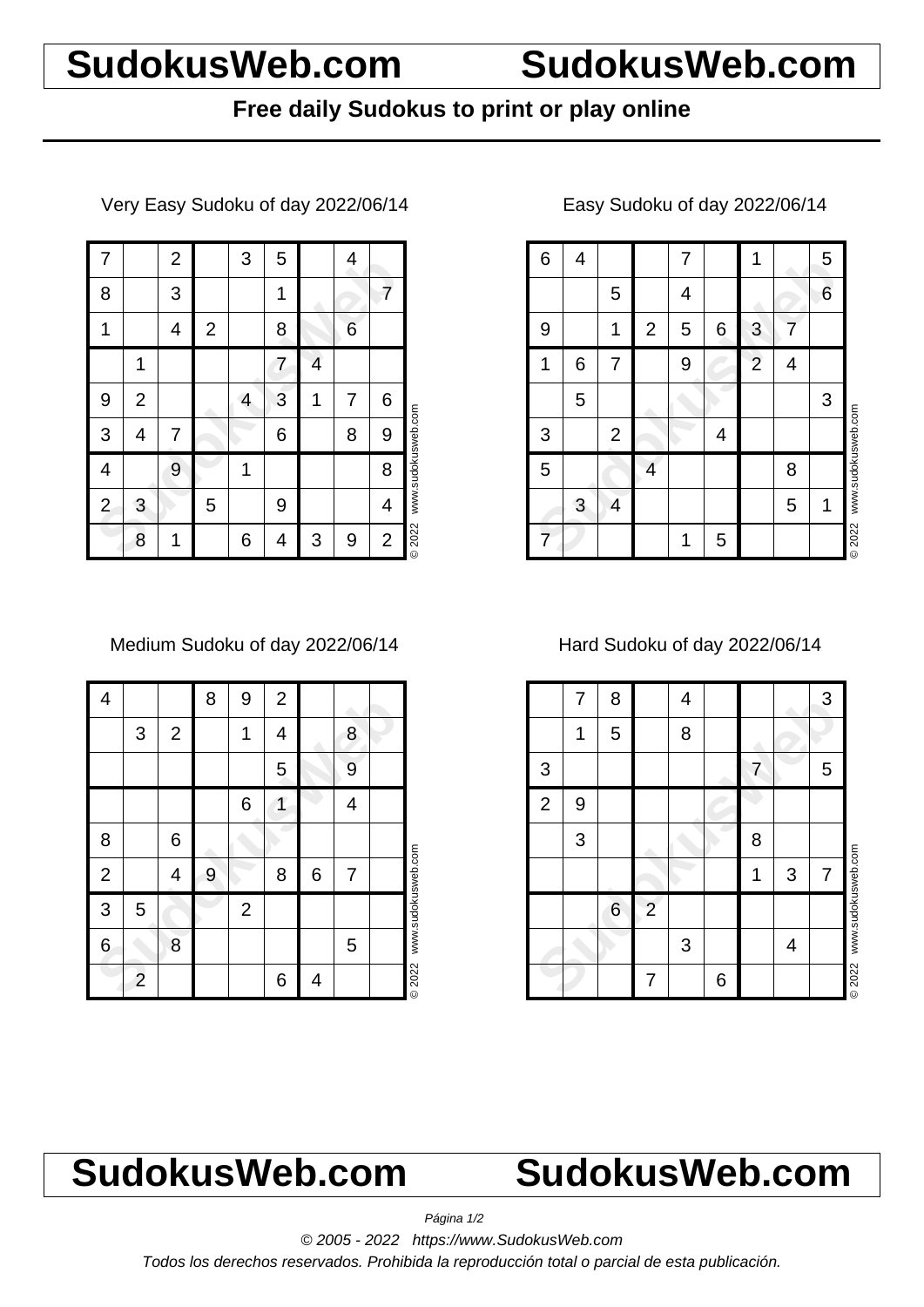# SudokusWeb.com SudokusWeb.com

**Free daily Sudokus to print or play online**

Very Easy Sudoku of day 2022/06/14

| | | | | | | | | |
|---|---|---|---|---|---|---|---|---|
| 7 | | 2 | | 3 | 5 | | 4 | |
| 8 | | 3 | | | 1 | | | 7 |
| 1 | | 4 | 2 | | 8 | | 6 | |
| | 1 | | | | 7 | 4 | | |
| 9 | 2 | | | 4 | 3 | 1 | 7 | 6 |
| 3 | 4 | 7 | | | 6 | | 8 | 9 |
| 4 | | 9 | | 1 | | | | 8 |
| 2 | 3 | | 5 | | 9 | | | 4 |
| | 8 | 1 | | 6 | 4 | 3 | 9 | 2 |

© 2022 www.sudokusweb.com

Easy Sudoku of day 2022/06/14

| | | | | | | | | |
|---|---|---|---|---|---|---|---|---|
| 6 | 4 | | | 7 | | 1 | | 5 |
| | | 5 | | 4 | | | | 6 |
| 9 | | 1 | 2 | 5 | 6 | 3 | 7 | |
| 1 | 6 | 7 | | 9 | | 2 | 4 | |
| | 5 | | | | | | | 3 |
| 3 | | 2 | | | 4 | | | |
| 5 | | | 4 | | | | 8 | |
| | 3 | 4 | | | | | 5 | 1 |
| 7 | | | | 1 | 5 | | | |

© 2022 www.sudokusweb.com

Medium Sudoku of day 2022/06/14

| | | | | | | | | |
|---|---|---|---|---|---|---|---|---|
| 4 | | | 8 | 9 | 2 | | | |
| | 3 | 2 | | 1 | 4 | | 8 | |
| | | | | | 5 | | 9 | |
| | | | | 6 | 1 | | 4 | |
| 8 | | 6 | | | | | | |
| 2 | | 4 | 9 | | 8 | 6 | 7 | |
| 3 | 5 | | | 2 | | | | |
| 6 | | 8 | | | | | 5 | |
| | 2 | | | | 6 | 4 | | |

© 2022 www.sudokusweb.com

Hard Sudoku of day 2022/06/14

| | | | | | | | | |
|---|---|---|---|---|---|---|---|---|
| | 7 | 8 | | 4 | | | | 3 |
| | 1 | 5 | | 8 | | | | |
| 3 | | | | | | 7 | | 5 |
| 2 | 9 | | | | | | | |
| | 3 | | | | | 8 | | |
| | | | | | | 1 | 3 | 7 |
| | | 6 | 2 | | | | | |
| | | | | 3 | | | 4 | |
| | | | 7 | | 6 | | | |

© 2022 www.sudokusweb.com

# SudokusWeb.com SudokusWeb.com

*© 2005 - 2022 https://www.SudokusWeb.com*

*Todos los derechos reservados. Prohibida la reproducción total o parcial de esta publicación.*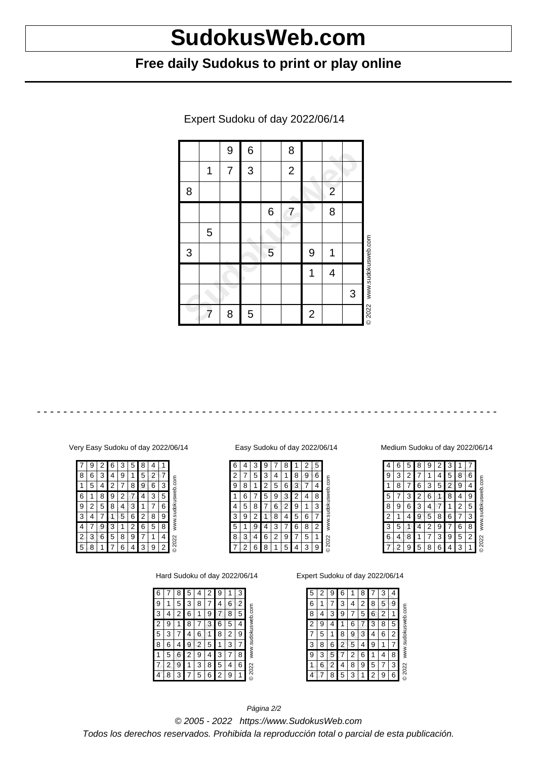# SudokusWeb.com

## Free daily Sudokus to print or play online

Expert Sudoku of day 2022/06/14

| | | | | | | | | |
|---|---|---|---|---|---|---|---|---|
| | | 9 | 6 | | 8 | | | |
| | 1 | 7 | 3 | | 2 | | | |
| 8 | | | | | | | 2 | |
| | | | | 6 | 7 | | 8 | |
| | 5 | | | | | | | |
| 3 | | | | 5 | | 9 | 1 | |
| | | | | | | 1 | 4 | |
| | | | | | | | | 3 |
| | 7 | 8 | 5 | | | 2 | | |

© 2022 www.sudokusweb.com

Very Easy Sudoku of day 2022/06/14

| | | | | | | | | |
|---|---|---|---|---|---|---|---|---|
| 7 | 9 | 2 | 6 | 3 | 5 | 8 | 4 | 1 |
| 8 | 6 | 3 | 4 | 9 | 1 | 5 | 2 | 7 |
| 1 | 5 | 4 | 2 | 7 | 8 | 9 | 6 | 3 |
| 6 | 1 | 8 | 9 | 2 | 7 | 4 | 3 | 5 |
| 9 | 2 | 5 | 8 | 4 | 3 | 1 | 7 | 6 |
| 3 | 4 | 7 | 1 | 5 | 6 | 2 | 8 | 9 |
| 4 | 7 | 9 | 3 | 1 | 2 | 6 | 5 | 8 |
| 2 | 3 | 6 | 5 | 8 | 9 | 7 | 1 | 4 |
| 5 | 8 | 1 | 7 | 6 | 4 | 3 | 9 | 2 |

© 2022 www.sudokusweb.com

Easy Sudoku of day 2022/06/14

| | | | | | | | | |
|---|---|---|---|---|---|---|---|---|
| 6 | 4 | 3 | 9 | 7 | 8 | 1 | 2 | 5 |
| 2 | 7 | 5 | 3 | 4 | 1 | 8 | 9 | 6 |
| 9 | 8 | 1 | 2 | 5 | 6 | 3 | 7 | 4 |
| 1 | 6 | 7 | 5 | 9 | 3 | 2 | 4 | 8 |
| 4 | 5 | 8 | 7 | 6 | 2 | 9 | 1 | 3 |
| 3 | 9 | 2 | 1 | 8 | 4 | 5 | 6 | 7 |
| 5 | 1 | 9 | 4 | 3 | 7 | 6 | 8 | 2 |
| 8 | 3 | 4 | 6 | 2 | 9 | 7 | 5 | 1 |
| 7 | 2 | 6 | 8 | 1 | 5 | 4 | 3 | 9 |

© 2022 www.sudokusweb.com

Medium Sudoku of day 2022/06/14

| | | | | | | | | |
|---|---|---|---|---|---|---|---|---|
| 4 | 6 | 5 | 8 | 9 | 2 | 3 | 1 | 7 |
| 9 | 3 | 2 | 7 | 1 | 4 | 5 | 8 | 6 |
| 1 | 8 | 7 | 6 | 3 | 5 | 2 | 9 | 4 |
| 5 | 7 | 3 | 2 | 6 | 1 | 8 | 4 | 9 |
| 8 | 9 | 6 | 3 | 4 | 7 | 1 | 2 | 5 |
| 2 | 1 | 4 | 9 | 5 | 8 | 6 | 7 | 3 |
| 3 | 5 | 1 | 4 | 2 | 9 | 7 | 6 | 8 |
| 6 | 4 | 8 | 1 | 7 | 3 | 9 | 5 | 2 |
| 7 | 2 | 9 | 5 | 8 | 6 | 4 | 3 | 1 |

© 2022 www.sudokusweb.com

Hard Sudoku of day 2022/06/14

| | | | | | | | | |
|---|---|---|---|---|---|---|---|---|
| 6 | 7 | 8 | 5 | 4 | 2 | 9 | 1 | 3 |
| 9 | 1 | 5 | 3 | 8 | 7 | 4 | 6 | 2 |
| 3 | 4 | 2 | 6 | 1 | 9 | 7 | 8 | 5 |
| 2 | 9 | 1 | 8 | 7 | 3 | 6 | 5 | 4 |
| 5 | 3 | 7 | 4 | 6 | 1 | 8 | 2 | 9 |
| 8 | 6 | 4 | 9 | 2 | 5 | 1 | 3 | 7 |
| 1 | 5 | 6 | 2 | 9 | 4 | 3 | 7 | 8 |
| 7 | 2 | 9 | 1 | 3 | 8 | 5 | 4 | 6 |
| 4 | 8 | 3 | 7 | 5 | 6 | 2 | 9 | 1 |

© 2022 www.sudokusweb.com

Expert Sudoku of day 2022/06/14

| | | | | | | | | |
|---|---|---|---|---|---|---|---|---|
| 5 | 2 | 9 | 6 | 1 | 8 | 7 | 3 | 4 |
| 6 | 1 | 7 | 3 | 4 | 2 | 8 | 5 | 9 |
| 8 | 4 | 3 | 9 | 7 | 5 | 6 | 2 | 1 |
| 2 | 9 | 4 | 1 | 6 | 7 | 3 | 8 | 5 |
| 7 | 5 | 1 | 8 | 9 | 3 | 4 | 6 | 2 |
| 3 | 8 | 6 | 2 | 5 | 4 | 9 | 1 | 7 |
| 9 | 3 | 5 | 7 | 2 | 6 | 1 | 4 | 8 |
| 1 | 6 | 2 | 4 | 8 | 9 | 5 | 7 | 3 |
| 4 | 7 | 8 | 5 | 3 | 1 | 2 | 9 | 6 |

© 2022 www.sudokusweb.com

*© 2005 - 2022 https://www.SudokusWeb.com*

*Todos los derechos reservados. Prohibida la reproducción total o parcial de esta publicación.*